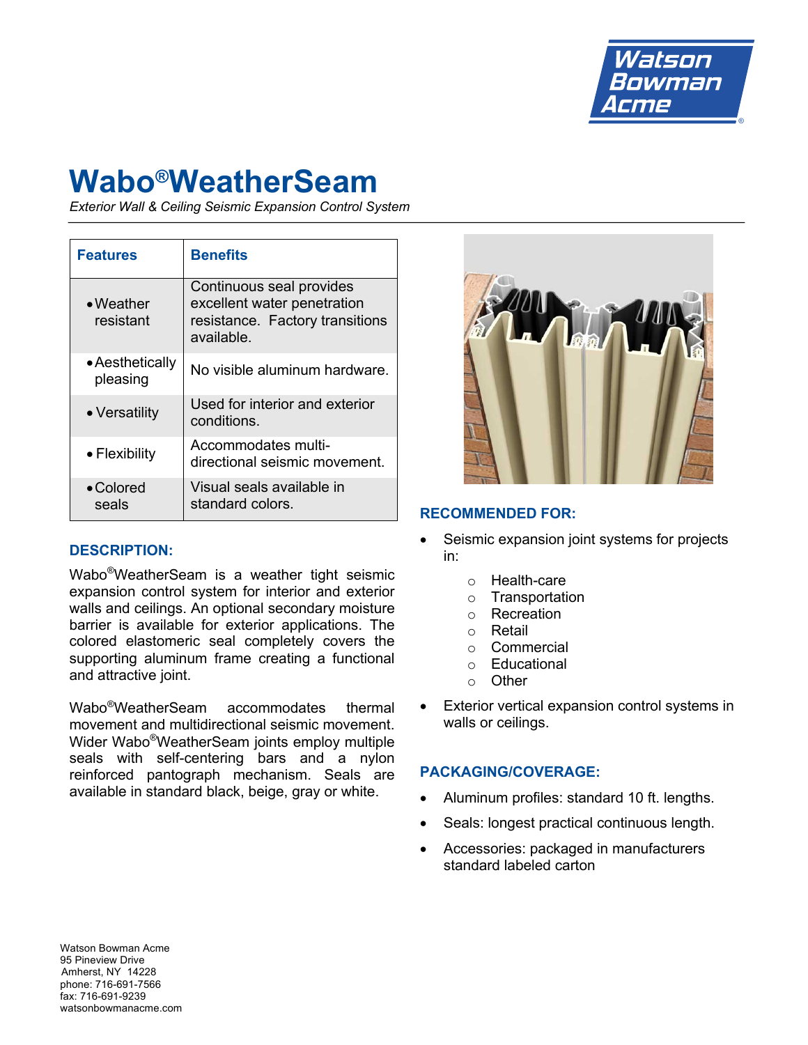# Wabo®WeatherSeam

*Exterior Wall & Ceiling Seismic Expansion Control System*

| Features | Benefits |
|---|---|
| • Weather resistant | Continuous seal provides excellent water penetration resistance. Factory transitions available. |
| • Aesthetically pleasing | No visible aluminum hardware. |
| • Versatility | Used for interior and exterior conditions. |
| • Flexibility | Accommodates multi-directional seismic movement. |
| • Colored seals | Visual seals available in standard colors. |

## DESCRIPTION:

Wabo®WeatherSeam is a weather tight seismic expansion control system for interior and exterior walls and ceilings. An optional secondary moisture barrier is available for exterior applications. The colored elastomeric seal completely covers the supporting aluminum frame creating a functional and attractive joint.

Wabo®WeatherSeam accommodates thermal movement and multidirectional seismic movement. Wider Wabo®WeatherSeam joints employ multiple seals with self-centering bars and a nylon reinforced pantograph mechanism. Seals are available in standard black, beige, gray or white.

## RECOMMENDED FOR:

- Seismic expansion joint systems for projects in:
  - Health-care
  - Transportation
  - Recreation
  - Retail
  - Commercial
  - Educational
  - Other
- Exterior vertical expansion control systems in walls or ceilings.

## PACKAGING/COVERAGE:

- Aluminum profiles: standard 10 ft. lengths.
- Seals: longest practical continuous length.
- Accessories: packaged in manufacturers standard labeled carton

Watson Bowman Acme
95 Pineview Drive
Amherst, NY 14228
phone: 716-691-7566
fax: 716-691-9239
watsonbowmanacme.com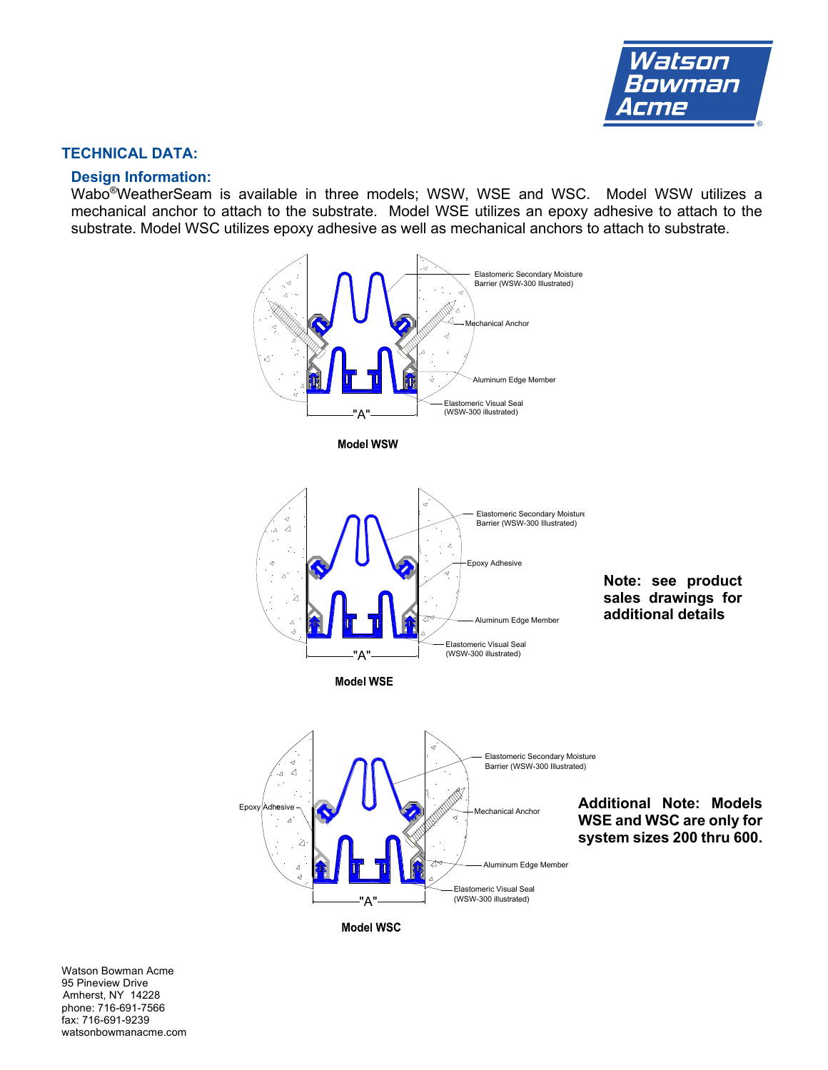## TECHNICAL DATA:

### Design Information:

Wabo®WeatherSeam is available in three models; WSW, WSE and WSC. Model WSW utilizes a mechanical anchor to attach to the substrate. Model WSE utilizes an epoxy adhesive to attach to the substrate. Model WSC utilizes epoxy adhesive as well as mechanical anchors to attach to substrate.

Elastomeric Secondary Moisture Barrier (WSW-300 Illustrated)

Mechanical Anchor

Aluminum Edge Member

Elastomeric Visual Seal (WSW-300 illustrated)

"A"

**Model WSW**

Elastomeric Secondary Moisture Barrier (WSW-300 Illustrated)

Epoxy Adhesive

Aluminum Edge Member

Elastomeric Visual Seal (WSW-300 illustrated)

"A"

**Model WSE**

**Note: see product sales drawings for additional details**

Elastomeric Secondary Moisture Barrier (WSW-300 Illustrated)

Epoxy Adhesive

Mechanical Anchor

Aluminum Edge Member

Elastomeric Visual Seal (WSW-300 illustrated)

"A"

**Model WSC**

**Additional Note: Models WSE and WSC are only for system sizes 200 thru 600.**

Watson Bowman Acme
95 Pineview Drive
Amherst, NY 14228
phone: 716-691-7566
fax: 716-691-9239
watsonbowmanacme.com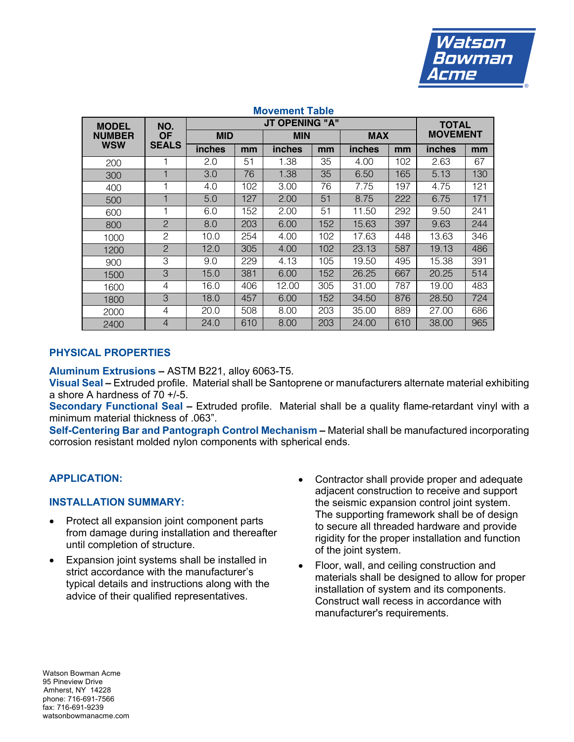Watson Bowman Acme

**Movement Table**

| MODEL NUMBER WSW | NO. OF SEALS | JT OPENING "A" | | | | | | TOTAL MOVEMENT | |
|---|---|---|---|---|---|---|---|---|---|
| | | MID | | MIN | | MAX | | | |
| | | inches | mm | inches | mm | inches | mm | inches | mm |
| 200 | 1 | 2.0 | 51 | 1.38 | 35 | 4.00 | 102 | 2.63 | 67 |
| 300 | 1 | 3.0 | 76 | 1.38 | 35 | 6.50 | 165 | 5.13 | 130 |
| 400 | 1 | 4.0 | 102 | 3.00 | 76 | 7.75 | 197 | 4.75 | 121 |
| 500 | 1 | 5.0 | 127 | 2.00 | 51 | 8.75 | 222 | 6.75 | 171 |
| 600 | 1 | 6.0 | 152 | 2.00 | 51 | 11.50 | 292 | 9.50 | 241 |
| 800 | 2 | 8.0 | 203 | 6.00 | 152 | 15.63 | 397 | 9.63 | 244 |
| 1000 | 2 | 10.0 | 254 | 4.00 | 102 | 17.63 | 448 | 13.63 | 346 |
| 1200 | 2 | 12.0 | 305 | 4.00 | 102 | 23.13 | 587 | 19.13 | 486 |
| 900 | 3 | 9.0 | 229 | 4.13 | 105 | 19.50 | 495 | 15.38 | 391 |
| 1500 | 3 | 15.0 | 381 | 6.00 | 152 | 26.25 | 667 | 20.25 | 514 |
| 1600 | 4 | 16.0 | 406 | 12.00 | 305 | 31.00 | 787 | 19.00 | 483 |
| 1800 | 3 | 18.0 | 457 | 6.00 | 152 | 34.50 | 876 | 28.50 | 724 |
| 2000 | 4 | 20.0 | 508 | 8.00 | 203 | 35.00 | 889 | 27.00 | 686 |
| 2400 | 4 | 24.0 | 610 | 8.00 | 203 | 24.00 | 610 | 38.00 | 965 |

## PHYSICAL PROPERTIES

**Aluminum Extrusions –** ASTM B221, alloy 6063-T5.
**Visual Seal –** Extruded profile. Material shall be Santoprene or manufacturers alternate material exhibiting a shore A hardness of 70 +/-5.
**Secondary Functional Seal –** Extruded profile. Material shall be a quality flame-retardant vinyl with a minimum material thickness of .063".
**Self-Centering Bar and Pantograph Control Mechanism –** Material shall be manufactured incorporating corrosion resistant molded nylon components with spherical ends.

## APPLICATION:

## INSTALLATION SUMMARY:

- Protect all expansion joint component parts from damage during installation and thereafter until completion of structure.
- Expansion joint systems shall be installed in strict accordance with the manufacturer's typical details and instructions along with the advice of their qualified representatives.
- Contractor shall provide proper and adequate adjacent construction to receive and support the seismic expansion control joint system. The supporting framework shall be of design to secure all threaded hardware and provide rigidity for the proper installation and function of the joint system.
- Floor, wall, and ceiling construction and materials shall be designed to allow for proper installation of system and its components. Construct wall recess in accordance with manufacturer's requirements.

Watson Bowman Acme
95 Pineview Drive
Amherst, NY 14228
phone: 716-691-7566
fax: 716-691-9239
watsonbowmanacme.com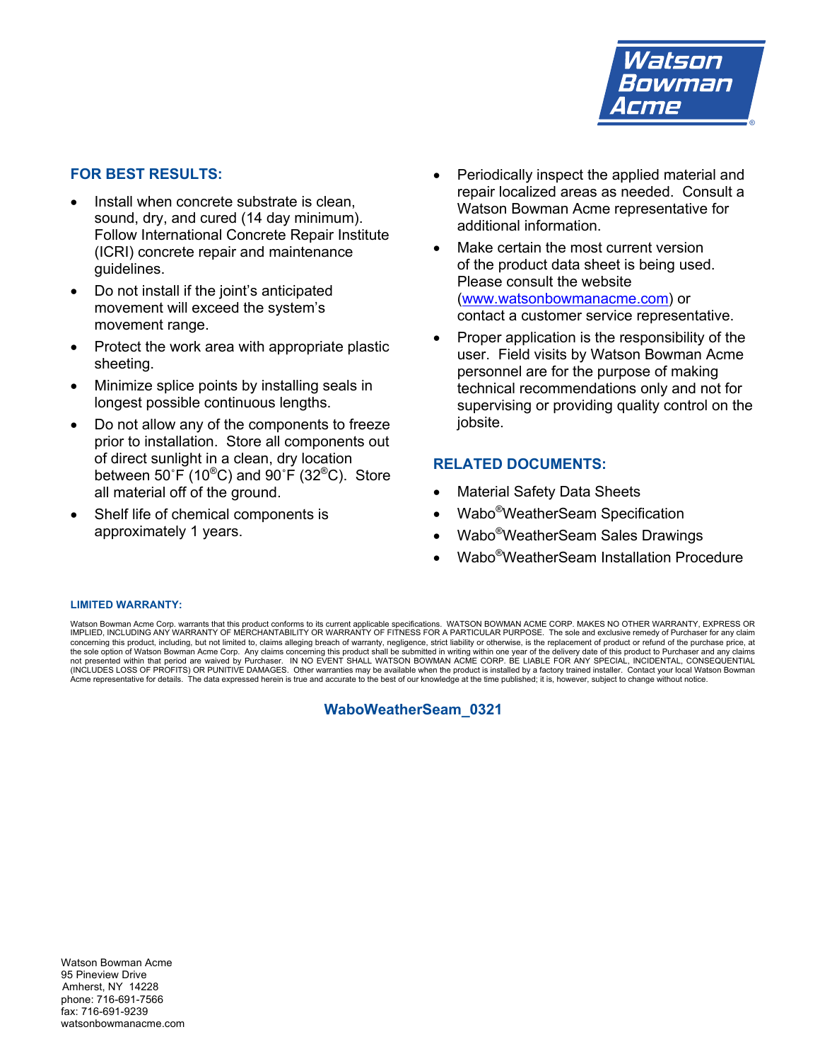Watson Bowman Acme

## FOR BEST RESULTS:

- Install when concrete substrate is clean, sound, dry, and cured (14 day minimum). Follow International Concrete Repair Institute (ICRI) concrete repair and maintenance guidelines.
- Do not install if the joint's anticipated movement will exceed the system's movement range.
- Protect the work area with appropriate plastic sheeting.
- Minimize splice points by installing seals in longest possible continuous lengths.
- Do not allow any of the components to freeze prior to installation. Store all components out of direct sunlight in a clean, dry location between 50˚F (10®C) and 90˚F (32®C). Store all material off of the ground.
- Shelf life of chemical components is approximately 1 years.
- Periodically inspect the applied material and repair localized areas as needed. Consult a Watson Bowman Acme representative for additional information.
- Make certain the most current version of the product data sheet is being used. Please consult the website (www.watsonbowmanacme.com) or contact a customer service representative.
- Proper application is the responsibility of the user. Field visits by Watson Bowman Acme personnel are for the purpose of making technical recommendations only and not for supervising or providing quality control on the jobsite.

## RELATED DOCUMENTS:

- Material Safety Data Sheets
- Wabo®WeatherSeam Specification
- Wabo®WeatherSeam Sales Drawings
- Wabo®WeatherSeam Installation Procedure

### LIMITED WARRANTY:

Watson Bowman Acme Corp. warrants that this product conforms to its current applicable specifications. WATSON BOWMAN ACME CORP. MAKES NO OTHER WARRANTY, EXPRESS OR IMPLIED, INCLUDING ANY WARRANTY OF MERCHANTABILITY OR WARRANTY OF FITNESS FOR A PARTICULAR PURPOSE. The sole and exclusive remedy of Purchaser for any claim concerning this product, including, but not limited to, claims alleging breach of warranty, negligence, strict liability or otherwise, is the replacement of product or refund of the purchase price, at the sole option of Watson Bowman Acme Corp. Any claims concerning this product shall be submitted in writing within one year of the delivery date of this product to Purchaser and any claims not presented within that period are waived by Purchaser. IN NO EVENT SHALL WATSON BOWMAN ACME CORP. BE LIABLE FOR ANY SPECIAL, INCIDENTAL, CONSEQUENTIAL (INCLUDES LOSS OF PROFITS) OR PUNITIVE DAMAGES. Other warranties may be available when the product is installed by a factory trained installer. Contact your local Watson Bowman Acme representative for details. The data expressed herein is true and accurate to the best of our knowledge at the time published; it is, however, subject to change without notice.

**WaboWeatherSeam_0321**

Watson Bowman Acme
95 Pineview Drive
Amherst, NY 14228
phone: 716-691-7566
fax: 716-691-9239
watsonbowmanacme.com